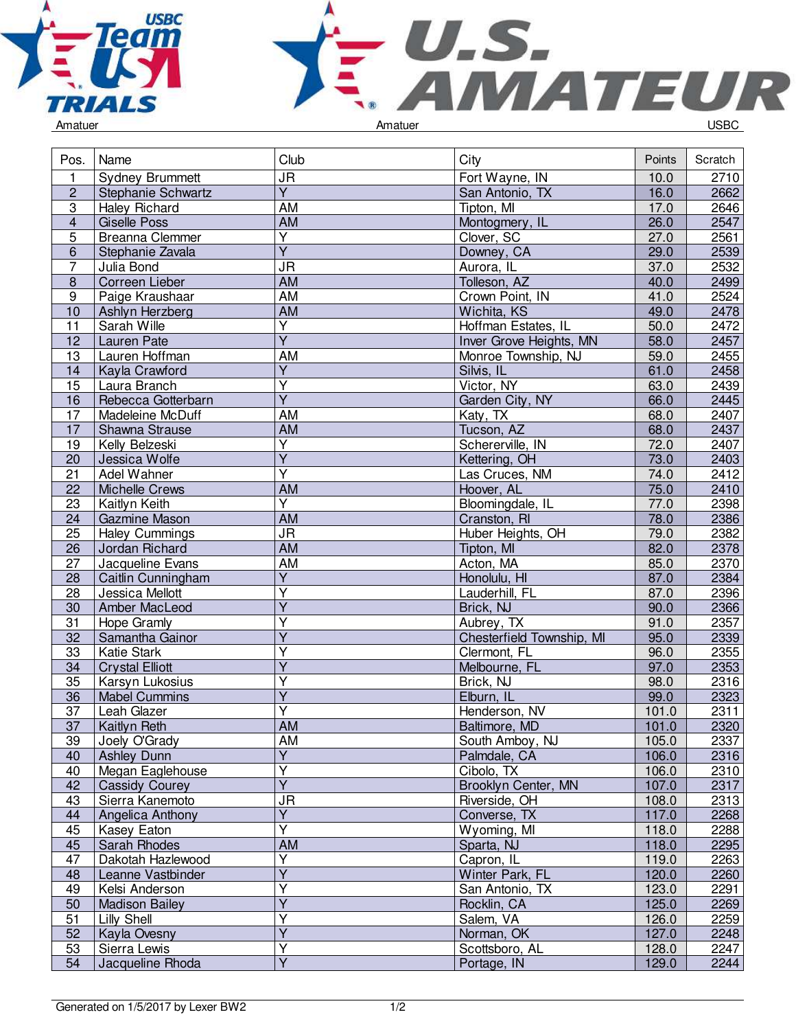Amatuer Amatuer USBC

| Pos. | Name | Club | City | Points | Scratch |
|---|---|---|---|---|---|
| 1 | Sydney Brummett | JR | Fort Wayne, IN | 10.0 | 2710 |
| 2 | Stephanie Schwartz | Y | San Antonio, TX | 16.0 | 2662 |
| 3 | Haley Richard | AM | Tipton, MI | 17.0 | 2646 |
| 4 | Giselle Poss | AM | Montogmery, IL | 26.0 | 2547 |
| 5 | Breanna Clemmer | Y | Clover, SC | 27.0 | 2561 |
| 6 | Stephanie Zavala | Y | Downey, CA | 29.0 | 2539 |
| 7 | Julia Bond | JR | Aurora, IL | 37.0 | 2532 |
| 8 | Correen Lieber | AM | Tolleson, AZ | 40.0 | 2499 |
| 9 | Paige Kraushaar | AM | Crown Point, IN | 41.0 | 2524 |
| 10 | Ashlyn Herzberg | AM | Wichita, KS | 49.0 | 2478 |
| 11 | Sarah Wille | Y | Hoffman Estates, IL | 50.0 | 2472 |
| 12 | Lauren Pate | Y | Inver Grove Heights, MN | 58.0 | 2457 |
| 13 | Lauren Hoffman | AM | Monroe Township, NJ | 59.0 | 2455 |
| 14 | Kayla Crawford | Y | Silvis, IL | 61.0 | 2458 |
| 15 | Laura Branch | Y | Victor, NY | 63.0 | 2439 |
| 16 | Rebecca Gotterbarn | Y | Garden City, NY | 66.0 | 2445 |
| 17 | Madeleine McDuff | AM | Katy, TX | 68.0 | 2407 |
| 17 | Shawna Strause | AM | Tucson, AZ | 68.0 | 2437 |
| 19 | Kelly Belzeski | Y | Schererville, IN | 72.0 | 2407 |
| 20 | Jessica Wolfe | Y | Kettering, OH | 73.0 | 2403 |
| 21 | Adel Wahner | Y | Las Cruces, NM | 74.0 | 2412 |
| 22 | Michelle Crews | AM | Hoover, AL | 75.0 | 2410 |
| 23 | Kaitlyn Keith | Y | Bloomingdale, IL | 77.0 | 2398 |
| 24 | Gazmine Mason | AM | Cranston, RI | 78.0 | 2386 |
| 25 | Haley Cummings | JR | Huber Heights, OH | 79.0 | 2382 |
| 26 | Jordan Richard | AM | Tipton, MI | 82.0 | 2378 |
| 27 | Jacqueline Evans | AM | Acton, MA | 85.0 | 2370 |
| 28 | Caitlin Cunningham | Y | Honolulu, HI | 87.0 | 2384 |
| 28 | Jessica Mellott | Y | Lauderhill, FL | 87.0 | 2396 |
| 30 | Amber MacLeod | Y | Brick, NJ | 90.0 | 2366 |
| 31 | Hope Gramly | Y | Aubrey, TX | 91.0 | 2357 |
| 32 | Samantha Gainor | Y | Chesterfield Township, MI | 95.0 | 2339 |
| 33 | Katie Stark | Y | Clermont, FL | 96.0 | 2355 |
| 34 | Crystal Elliott | Y | Melbourne, FL | 97.0 | 2353 |
| 35 | Karsyn Lukosius | Y | Brick, NJ | 98.0 | 2316 |
| 36 | Mabel Cummins | Y | Elburn, IL | 99.0 | 2323 |
| 37 | Leah Glazer | Y | Henderson, NV | 101.0 | 2311 |
| 37 | Kaitlyn Reth | AM | Baltimore, MD | 101.0 | 2320 |
| 39 | Joely O'Grady | AM | South Amboy, NJ | 105.0 | 2337 |
| 40 | Ashley Dunn | Y | Palmdale, CA | 106.0 | 2316 |
| 40 | Megan Eaglehouse | Y | Cibolo, TX | 106.0 | 2310 |
| 42 | Cassidy Courey | Y | Brooklyn Center, MN | 107.0 | 2317 |
| 43 | Sierra Kanemoto | JR | Riverside, OH | 108.0 | 2313 |
| 44 | Angelica Anthony | Y | Converse, TX | 117.0 | 2268 |
| 45 | Kasey Eaton | Y | Wyoming, MI | 118.0 | 2288 |
| 45 | Sarah Rhodes | AM | Sparta, NJ | 118.0 | 2295 |
| 47 | Dakotah Hazlewood | Y | Capron, IL | 119.0 | 2263 |
| 48 | Leanne Vastbinder | Y | Winter Park, FL | 120.0 | 2260 |
| 49 | Kelsi Anderson | Y | San Antonio, TX | 123.0 | 2291 |
| 50 | Madison Bailey | Y | Rocklin, CA | 125.0 | 2269 |
| 51 | Lilly Shell | Y | Salem, VA | 126.0 | 2259 |
| 52 | Kayla Ovesny | Y | Norman, OK | 127.0 | 2248 |
| 53 | Sierra Lewis | Y | Scottsboro, AL | 128.0 | 2247 |
| 54 | Jacqueline Rhoda | Y | Portage, IN | 129.0 | 2244 |

Generated on 1/5/2017 by Lexer BW2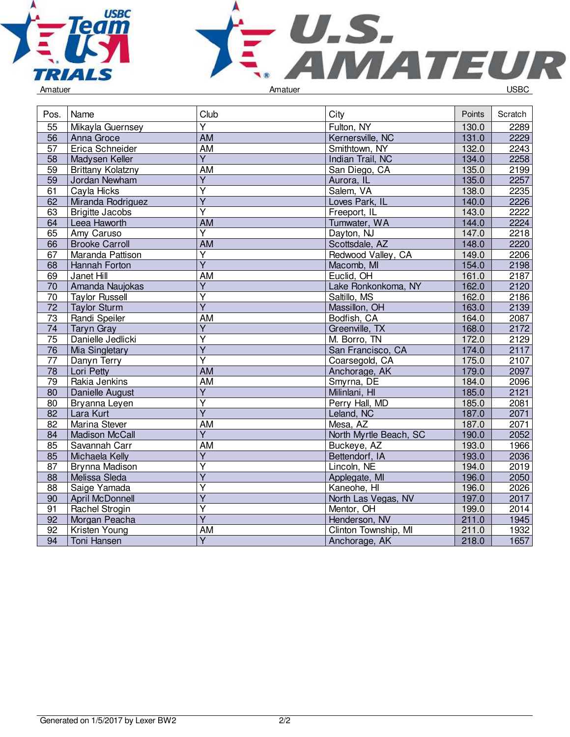Amatuer Amatuer USBC

| Pos. | Name | Club | City | Points | Scratch |
|---|---|---|---|---|---|
| 55 | Mikayla Guernsey | Y | Fulton, NY | 130.0 | 2289 |
| 56 | Anna Groce | AM | Kernersville, NC | 131.0 | 2229 |
| 57 | Erica Schneider | AM | Smithtown, NY | 132.0 | 2243 |
| 58 | Madysen Keller | Y | Indian Trail, NC | 134.0 | 2258 |
| 59 | Brittany Kolatzny | AM | San Diego, CA | 135.0 | 2199 |
| 59 | Jordan Newham | Y | Aurora, IL | 135.0 | 2257 |
| 61 | Cayla Hicks | Y | Salem, VA | 138.0 | 2235 |
| 62 | Miranda Rodriguez | Y | Loves Park, IL | 140.0 | 2226 |
| 63 | Brigitte Jacobs | Y | Freeport, IL | 143.0 | 2222 |
| 64 | Leea Haworth | AM | Tumwater, WA | 144.0 | 2224 |
| 65 | Amy Caruso | Y | Dayton, NJ | 147.0 | 2218 |
| 66 | Brooke Carroll | AM | Scottsdale, AZ | 148.0 | 2220 |
| 67 | Maranda Pattison | Y | Redwood Valley, CA | 149.0 | 2206 |
| 68 | Hannah Forton | Y | Macomb, MI | 154.0 | 2198 |
| 69 | Janet Hill | AM | Euclid, OH | 161.0 | 2187 |
| 70 | Amanda Naujokas | Y | Lake Ronkonkoma, NY | 162.0 | 2120 |
| 70 | Taylor Russell | Y | Saltillo, MS | 162.0 | 2186 |
| 72 | Taylor Sturm | Y | Massillon, OH | 163.0 | 2139 |
| 73 | Randi Speiler | AM | Bodfish, CA | 164.0 | 2087 |
| 74 | Taryn Gray | Y | Greenville, TX | 168.0 | 2172 |
| 75 | Danielle Jedlicki | Y | M. Borro, TN | 172.0 | 2129 |
| 76 | Mia Singletary | Y | San Francisco, CA | 174.0 | 2117 |
| 77 | Danyn Terry | Y | Coarsegold, CA | 175.0 | 2107 |
| 78 | Lori Petty | AM | Anchorage, AK | 179.0 | 2097 |
| 79 | Rakia Jenkins | AM | Smyrna, DE | 184.0 | 2096 |
| 80 | Danielle August | Y | Milinlani, HI | 185.0 | 2121 |
| 80 | Bryanna Leyen | Y | Perry Hall, MD | 185.0 | 2081 |
| 82 | Lara Kurt | Y | Leland, NC | 187.0 | 2071 |
| 82 | Marina Stever | AM | Mesa, AZ | 187.0 | 2071 |
| 84 | Madison McCall | Y | North Myrtle Beach, SC | 190.0 | 2052 |
| 85 | Savannah Carr | AM | Buckeye, AZ | 193.0 | 1966 |
| 85 | Michaela Kelly | Y | Bettendorf, IA | 193.0 | 2036 |
| 87 | Brynna Madison | Y | Lincoln, NE | 194.0 | 2019 |
| 88 | Melissa Sleda | Y | Applegate, MI | 196.0 | 2050 |
| 88 | Saige Yamada | Y | Kaneohe, HI | 196.0 | 2026 |
| 90 | April McDonnell | Y | North Las Vegas, NV | 197.0 | 2017 |
| 91 | Rachel Strogin | Y | Mentor, OH | 199.0 | 2014 |
| 92 | Morgan Peacha | Y | Henderson, NV | 211.0 | 1945 |
| 92 | Kristen Young | AM | Clinton Township, MI | 211.0 | 1932 |
| 94 | Toni Hansen | Y | Anchorage, AK | 218.0 | 1657 |

Generated on 1/5/2017 by Lexer BW2